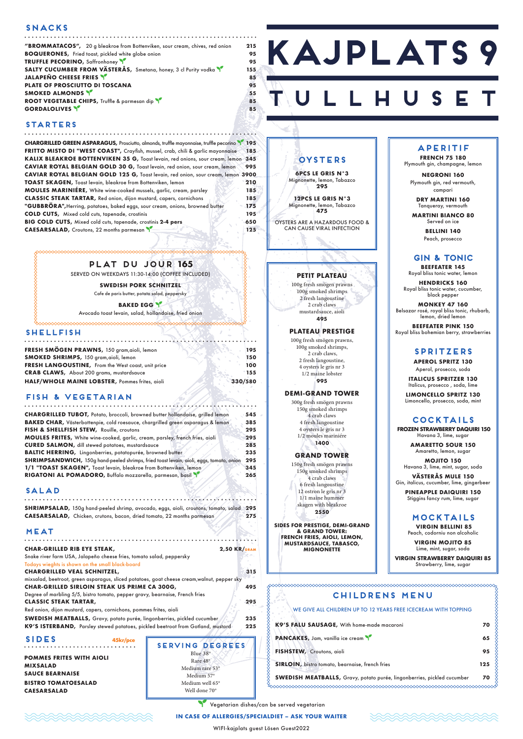# KAJPLATS 9

# TULLHUSET

## SNACKS

| | |
|---|---|
| **"BROMMATACOS",** 20 g bleakroe from Bottenviken, sour cream, chives, red onion | 215 |
| **BOQUERONES,** Fried toast, pickled white globe onion | 95 |
| **TRUFFLE PECORINO,** Saffronhoney 🌱 | 95 |
| **SALTY CUCUMBER FROM VÄSTERÅS,** Smetana, honey, 3 cl Purity vodka 🌱 | 155 |
| **JALAPEÑO CHEESE FRIES** 🌱 | 85 |
| **PLATE OF PROSCIUTTO DI TOSCANA** | 95 |
| **SMOKED ALMONDS** 🌱 | 55 |
| **ROOT VEGETABLE CHIPS,** Truffle & parmesan dip 🌱 | 85 |
| **GORDALOLIVES** 🌱 | 85 |

## STARTERS

| | |
|---|---|
| **CHARGRILLED GREEN ASPARAGUS,** Prosciutto, almonds, truffle mayonnaise, truffle pecorino 🌱 | 195 |
| **FRITTO MISTO DI "WEST COAST",** Crayfish, mussel, crab, chili & garlic mayonnaise | 185 |
| **KALIX BLEAKROE BOTTENVIKEN 35 G,** Toast levain, red onions, sour cream, lemon | 345 |
| **CAVIAR ROYAL BELGIAN GOLD 30 G,** Toast levain, red onion, sour cream, lemon | 995 |
| **CAVIAR ROYAL BELGIAN GOLD 125 G,** Toast levain, red onion, sour cream, lemon | 3900 |
| **TOAST SKAGEN,** Toast levain, bleakroe from Bottenviken, lemon | 210 |
| **MOULES MARINIÉRE,** White wine-cooked mussels, garlic, cream, parsley | 185 |
| **CLASSIC STEAK TARTAR,** Red onion, dijon mustard, capers, cornichons | 185 |
| **"GUBBRÖRA",** Herring, potatoes, baked eggs, sour cream, onions, browned butter | 175 |
| **COLD CUTS,** Mixed cold cuts, tapenade, crostinis | 195 |
| **BIG COLD CUTS,** Mixed cold cuts, tapenade, crostinis **2-4 pers** | 650 |
| **CAESARSALAD,** Croutons, 22 months parmesan 🌱 | 125 |

## PLAT DU JOUR 165

SERVED ON WEEKDAYS 11:30-14:00 (COFFEE INCLUDED)

**SWEDISH PORK SCHNITZEL**
Cafe de paris butter, potato salad, peppersky

**BAKED EGG** 🌱
Avocado toast levain, salad, hollandaise, fried onion

## SHELLFISH

| | |
|---|---|
| **FRESH SMÖGEN PRAWNS,** 150 gram,aioli, lemon | 195 |
| **SMOKED SHRIMPS,** 150 gram,aioli, lemon | 150 |
| **FRESH LANGOUSTINE,** From the West coast, unit price | 100 |
| **CRAB CLAWS,** About 200 grams, mustardsauce | 155 |
| **HALF/WHOLE MAINE LOBSTER,** Pommes frites, aioli | 330/580 |

## FISH & VEGETARIAN

| | |
|---|---|
| **CHARGRILLED TUBOT,** Potato, braccoli, browned butter hollandaise, grilled lemon | 545 |
| **BAKED CHAR,** Västerbottenpie, cold roesauce, chargrilled green asparagus & lemon | 385 |
| **FISH & SHELLFISH STEW,** Rouille, croutons | 295 |
| **MOULES FRITES,** White wine-cooked, garlic, cream, parsley, french fries, aioli | 295 |
| **CURED SALMON,** dill stewed potatoes, mustardsauce | 285 |
| **BALTIC HERRING,** Lingonberries, potatopurée, browned butter | 235 |
| **SHRIMPSANDWICH,** 150g hand-peeled shrimps, fried toast levain, aioli, eggs, tomato, onion | 295 |
| **1/1 "TOAST SKAGEN",** Toast levain, bleakroe from Bottenviken, lemon | 345 |
| **RIGATONI AL POMADORO,** Buffalo mozzarella, parmesan, basil 🌱 | 265 |

## SALAD

| | |
|---|---|
| **SHRIMPSALAD,** 150g hand-peeled shrimp, avocado, eggs, aioli, croutons, tomato, salad | 295 |
| **CAESARSALAD,** Chicken, crutons, bacon, dried tomato, 22 months parmesan | 275 |

## MEAT

**CHAR-GRILLED RIB EYE STEAK,** — 2,50 KR/GRAM
Snake river farm USA, Jalapeño cheese fries, tomato salad, peppersky
Todays wieghts is shown on the small black-board

**CHARGRILLED VEAL SCHNITZEL,** — 315
mixsalad, beetroot, green asparagus, sliced potatoes, goat cheese cream,walnut, pepper sky

**CHAR-GRILLED SIRLOIN STEAK US PRIME CA 300G,** — 495
Degree of marbling 5/5, bistro tomato, pepper gravy, bearnaise, French fries

**CLASSIC STEAK TARTAR,** — 295
Red onion, dijon mustard, capers, cornichons, pommes frites, aioli

| | |
|---|---|
| **SWEDISH MEATBALLS,** Gravy, potato purée, lingonberries, pickled cucumber | 235 |
| **K9'S ISTERBAND,** Parsley stewed potatoes, pickled beetroot from Gotland, mustard | 225 |

## SIDES — 45kr/pce

- POMMES FRITES WITH AIOLI
- MIXSALAD
- SAUCE BEARNAISE
- BISTRO TOMATOESALAD
- CAESARSALAD

## SERVING DEGREES

Blue 38°
Rare 48°
Medium rare 53°
Medium 57°
Medium well 65°
Well done 70°

## OYSTERS

**6PCS LE GRIS N°3**
Mignonette, lemon, Tabazco
**295**

**12PCS LE GRIS N°3**
Mignonette, lemon, Tabazco
**475**

OYSTERS ARE A HAZARDOUS FOOD & CAN CAUSE VIRAL INFECTION

## PETIT PLATEAU

100g fresh smögen prawns
100g smoked shrimps
2 fresh langoustine
2 crab claws
mustardsauce, aioli
**495**

## PLATEAU PRESTIGE

100g fresh smögen prawns,
100g smoked shrimps,
2 crab claws,
2 fresh langoustine,
4 oysters le gris nr 3
1/2 maine lobster
**995**

## DEMI-GRAND TOWER

300g fresh smögen prawns
150g smoked shrimps
4 crab claws
4 fresh langoustine
4 oysters le gris nr 3
1/2 moules mariniére
**1400**

## GRAND TOWER

150g fresh smögen prawns
150g smoked shrimps
4 crab claws
6 fresh langoustine
12 ostron le gris nr 3
1/1 maine hummer
skagen with bleakroe
**2550**

**SIDES FOR PRESTIGE, DEMI-GRAND & GRAND TOWER: FRENCH FRIES, AIOLI, LEMON, MUSTARDSAUCE, TABASCO, MIGNONETTE**

## APERITIF

**FRENCH 75 180**
Plymouth gin, champagne, lemon

**NEGRONI 160**
Plymouth gin, red vermouth, campari

**DRY MARTINI 160**
Tanqueray, vermouth

**MARTINI BIANCO 80**
Served on ice

**BELLINI 140**
Peach, prosecco

## GIN & TONIC

**BEEFEATER 145**
Royal bliss tonic water, lemon

**HENDRICKS 160**
Royal bliss tonic water, cucumber, black pepper

**MONKEY 47 160**
Belsazar rosé, royal bliss tonic, rhubarb, lemon, dried lemon

**BEEFEATER PINK 150**
Royal bliss bohemian berry, strawberries

## SPRITZERS

**APEROL SPRITZ 130**
Aperol, prosecco, soda

**ITALICUS SPRITZER 130**
Italicus, prosecco , soda, lime

**LIMONCELLO SPRITZ 130**
Limoncello, prosecco, soda, mint

## COCKTAILS

**FROZEN STRAWBERRY DAQUIRI 150**
Havana 3, lime, sugar

**AMARETTO SOUR 150**
Amaretto, lemon, sugar

**MOJITO 150**
Havana 3, lime, mint, sugar, soda

**VÄSTERÅS MULE 150**
Gin, italicus, cucumber, lime, gingerbeer

**PINEAPPLE DAIQUIRI 150**
Stiggins fancy rum, lime, sugar

## MOCKTAILS

**VIRGIN BELLINI 85**
Peach, codorniu non alcoholic

**VIRGIN MOJITO 85**
Lime, mint, sugar, soda

**VIRGIN STRAWBERRY DAIQUIRI 85**
Strawberry, lime, sugar

## CHILDRENS MENU

WE GIVE ALL CHILDREN UP TO 12 YEARS FREE ICECREAM WITH TOPPING

| | |
|---|---|
| **K9'S FALU SAUSAGE,** With home-made macaroni | 70 |
| **PANCAKES,** Jam, vanilla ice cream 🌱 | 65 |
| **FISHSTEW,** Croutons, aioli | 95 |
| **SIRLOIN,** bistro tomato, bearnaise, french fries | 125 |
| **SWEDISH MEATBALLS,** Gravy, potato purée, lingonberries, pickled cucumber | 70 |

🌱 Vegetarian dishes/can be served vegetarian

**IN CASE OF ALLERGIES/SPECIALDIET – ASK YOUR WAITER**

WIFI-kajplats guest Lösen Guest2022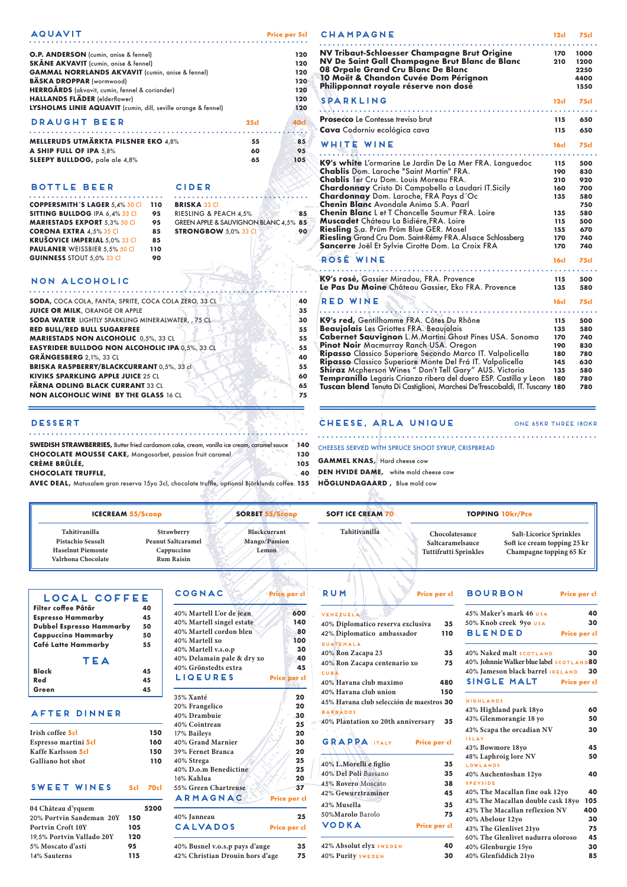## AQUAVIT

| | Price per 5cl |
|---|---|
| **O.P. ANDERSON** (cumin, anise & fennel) | 120 |
| **SKÅNE AKVAVIT** (cumin, anise & fennel) | 120 |
| **GAMMAL NORRLANDS AKVAVIT** (cumin, anise & fennel) | 120 |
| **BÄSKA DROPPAR** (wormwood) | 120 |
| **HERRGÅRDS** (akvavit, cumin, fennel & coriander) | 120 |
| **HALLANDS FLÄDER** (elderflower) | 120 |
| **LYSHOLMS LINIE AQUAVIT** (cumin, dill, seville orange & fennel) | 120 |

## DRAUGHT BEER

| | 25cl | 40cl |
|---|---|---|
| **MELLERUDS UTMÄRKTA PILSNER EKO** 4,8% | 55 | 85 |
| **A SHIP FULL OF IPA** 5,8% | 60 | 95 |
| **SLEEPY BULLDOG,** pale ale 4,8% | 65 | 105 |

## BOTTLE BEER

| | |
|---|---|
| **COPPERSMITH´S LAGER** 5,4% 50 Cl | 110 |
| **SITTING BULLDOG** IPA 6,4% 33 Cl | 95 |
| **MARIESTADS EXPORT** 5,3% 50 Cl | 95 |
| **CORONA EXTRA** 4,5% 35 Cl | 85 |
| **KRUŠOVICE IMPERIAL** 5,0% 33 Cl | 85 |
| **PAULANER** WEISSBIER 5,5% 50 Cl | 110 |
| **GUINNESS** STOUT 5,0% 33 Cl | 90 |

## CIDER

| | |
|---|---|
| **BRISKA** 33 Cl | |
| RIESLING & PEACH 4,5% | 85 |
| GREEN APPLE & SAUVIGNON BLANC 4,5% | 85 |
| **STRONGBOW** 5,0% 33 Cl | 90 |

## NON ALCOHOLIC

| | |
|---|---|
| **SODA,** COCA COLA, FANTA, SPRITE, COCA COLA ZERO, 33 CL | 40 |
| **JUICE OR MILK,** ORANGE OR APPLE | 35 |
| **SODA WATER** LIGHTLY SPARKLING MINERALWATER, , 75 CL | 30 |
| **RED BULL/RED BULL SUGARFREE** | 55 |
| **MARIESTADS NON ALCOHOLIC** 0,5%, 33 CL | 55 |
| **EASYRIDER BULLDOG NON ALCOHOLIC IPA** 0,5%, 33 CL | 55 |
| **GRÄNGESBERG** 2,1%, 33 CL | 40 |
| **BRISKA RASPBERRY/BLACKCURRANT** 0,5%, 33 cl | 55 |
| **KIVIKS SPARKLING APPLE JUICE** 25 CL | 60 |
| **FÄRNA ODLING BLACK CURRANT** 33 CL | 65 |
| **NON ALCOHOLIC WINE BY THE GLASS** 16 CL | 75 |

## CHAMPAGNE

| | 12cl | 75cl |
|---|---|---|
| **NV Tribaut-Schloesser Champagne Brut Origine** | 170 | 1000 |
| **NV De Saint Gall Champagne Brut Blanc de Blanc** | 210 | 1200 |
| **08 Orpale Grand Cru Blanc De Blanc** | | 2250 |
| **10 Moët & Chandon Cuvée Dom Pérignon** | | 4400 |
| **Philipponnat royale réserve non dosé** | | 1550 |

## SPARKLING

| | 12cl | 75cl |
|---|---|---|
| **Prosecco** Le Contesse treviso brut | 115 | 650 |
| **Cava** Codorniu ecológica cava | 115 | 650 |

## WHITE WINE

| | 16cl | 75cl |
|---|---|---|
| **K9's white** L'ormarine Le Jardin De La Mer FRA. Languedoc | 115 | 500 |
| **Chablis** Dom. Laroche "Saint Martin" FRA. | 190 | 830 |
| **Chablis** 1er Cru Dom. Louis Moreau FRA. | 210 | 920 |
| **Chardonnay** Cristo Di Campobello a Laudari IT.Sicily | 160 | 700 |
| **Chardonnay** Dom. Laroche, FRA Pays d´Oc | 135 | 580 |
| **Chenin Blanc** Avondale Anima S.A. Paarl | | 750 |
| **Chenin Blanc** L et T Chancelle Saumur FRA. Loire | 135 | 580 |
| **Muscadet** Château La Bidiére,FRA. Loire | 115 | 500 |
| **Riesling** S.a. Prüm Prüm Blue GER. Mosel | 155 | 670 |
| **Riesling** Grand Cru Dom. Saint-Rémy FRA.Alsace Schlossberg | 170 | 740 |
| **Sancerre** Joël Et Sylvie Cirotte Dom. La Croix FRA | 170 | 740 |

## ROSÉ WINE

| | 16cl | 75cl |
|---|---|---|
| **K9's rosé,** Gassier Miradou, FRA. Provence | 115 | 500 |
| **Le Pas Du Moine** Château Gassier, Eko FRA. Provence | 135 | 580 |

## RED WINE

| | 16cl | 75cl |
|---|---|---|
| **K9's red,** Gentilhomme FRA. Côtes Du Rhône | 115 | 500 |
| **Beaujolais** Les Griottes FRA. Beaujolais | 135 | 580 |
| **Cabernet Sauvignon** L.M.Martini Ghost Pines USA. Sonoma | 170 | 740 |
| **Pinot Noir** Macmurray Ranch USA. Oregon | 190 | 830 |
| **Ripasso** Classico Superiore Secondo Marco IT. Valpolicella | 180 | 780 |
| **Ripasso** Classico Superiore Monte Del Frá IT. Valpolicella | 145 | 630 |
| **Shiraz** Mcpherson Wines " Don't Tell Gary" AUS. Victoria | 135 | 580 |
| **Tempranillo** Legaris Crianza ribera del duero ESP. Castilla y Leon | 180 | 780 |
| **Tuscan blend** Tenuta Di Castiglioni, Marchesi De'frescobaldi, IT. Tuscany | 180 | 780 |

## DESSERT

| | |
|---|---|
| **SWEDISH STRAWBERRIES,** Butter fried cardamom cake, cream, vanilla ice cream, caramel sauce | 140 |
| **CHOCOLATE MOUSSE CAKE,** Mangosorbet, passion fruit caramel | 130 |
| **CRÈME BRÛLÉE,** | 105 |
| **CHOCOLATE TRUFFLE,** | 40 |
| **AVEC DEAL,** Matusalem gran reserva 15yo 3cl, chocolate truffle, optional Björklunds coffee. | 155 |

## CHEESE, ARLA UNIQUE

ONE 65KR THREE 180KR

CHEESES SERVED WITH SPRUCE SHOOT SYRUP, CRISPBREAD

**GAMMEL KNAS,** Hard cheese cow

**DEN HVIDE DAME,** white mold cheese cow

**HÖGLUNDAGAARD ,** Blue mold cow

| ICECREAM 55/Scoop | | SORBET 55/Scoop | SOFT ICE CREAM 70 | TOPPING 10kr/Pce | |
|---|---|---|---|---|---|
| Tahitivanilla | Strawberry | Blackcurrant | Tahitivanilla | Chocolatesauce | Salt-Licorice Sprinkles |
| Pistachio Seasalt | Peanut Saltcaramel | Mango/Passion | | Saltcaramelsauce | Soft ice cream topping 25 kr |
| Haselnut Piemonte | Cappuccino | Lemon | | Tuttifrutti Sprinkles | Champagne topping 65 Kr |
| Valrhona Chocolate | Rum Raisin | | | | |

## LOCAL COFFEE

| | |
|---|---|
| Filter coffee Påtår | 40 |
| Espresso Hammarby | 45 |
| Dubbel Espresso Hammarby | 50 |
| Cappuccino Hammarby | 50 |
| Café Latte Hammarby | 55 |

## TEA

| | |
|---|---|
| Black | 45 |
| Red | 45 |
| Green | 45 |

## AFTER DINNER

| | |
|---|---|
| Irish coffee 5cl | 150 |
| Espresso martini 5cl | 160 |
| Kaffe Karlsson 5cl | 150 |
| Galliano hot shot | 110 |

## SWEET WINES

| | 5cl | 70cl |
|---|---|---|
| 04 Château d'yquem | | 5200 |
| 20% Portvin Sandeman 20Y | 150 | |
| Portvin Croft 10Y | 105 | |
| 19,5% Portvin Vallado 20Y | 120 | |
| 5% Moscato d'asti | 95 | |
| 14% Sauterns | 115 | |

## COGNAC

| | Price per cl |
|---|---|
| 40% Martell L'or de jean | 600 |
| 40% Martell singel estate | 140 |
| 40% Martell cordon bleu | 80 |
| 40% Martell xo | 100 |
| 40% Martell v.s.o.p | 30 |
| 40% Delamain pale & dry xo | 40 |
| 40% Grönstedts extra | 45 |

## LIQEURES

| | Price per cl |
|---|---|
| 35% Xanté | 20 |
| 20% Frangelico | 20 |
| 40% Drambuie | 30 |
| 40% Cointreau | 25 |
| 17% Baileys | 20 |
| 40% Grand Marnier | 30 |
| 39% Fernet Branca | 20 |
| 40% Strega | 25 |
| 40% D.o.m Benedictine | 25 |
| 16% Kahlua | 20 |
| 55% Green Chartreuse | 37 |

## ARMAGNAC

| | Price per cl |
|---|---|
| 40% Janneau | 25 |

## CALVADOS

| | Price per cl |
|---|---|
| 40% Busnel v.o.s.p pays d'auge | 35 |
| 42% Christian Drouin hors d'age | 75 |

## RUM

| | Price per cl |
|---|---|
| VENEZUELA | |
| 40% Diplomatico reserva exclusiva | 35 |
| 42% Diplomatico ambassador | 110 |
| GUATEMALA | |
| 40% Ron Zacapa 23 | 35 |
| 40% Ron Zacapa centenario xo | 75 |
| CUBA | |
| 40% Havana club maximo | 480 |
| 40% Havana club union | 150 |
| 45% Havana club selección de maestros | 30 |
| BARBADOS | |
| 40% Plantation xo 20th anniversary | 35 |

## GRAPPA ITALY

| | Price per cl |
|---|---|
| 40% L.Morelli e figlio | 35 |
| 40% Del Poli Bassano | 35 |
| 45% Rovero Moscato | 38 |
| 42% Gewurztraminer | 45 |
| 43% Musella | 35 |
| 50%Marolo Barolo | 75 |

## VODKA

| | Price per cl |
|---|---|
| 42% Absolut elyx SWEDEN | 40 |
| 40% Purity SWEDEN | 30 |

## BOURBON

| | Price per cl |
|---|---|
| 45% Maker's mark 46 USA | 40 |
| 50% Knob creek 9yo USA | 30 |

## BLENDED

| | Price per cl |
|---|---|
| 40% Naked malt SCOTLAND | 30 |
| 40% Johnnie Walker blue label SCOTLAND | 80 |
| 40% Jameson black barrel IRELAND | 30 |

## SINGLE MALT

| | Price per cl |
|---|---|
| HIGHLANDS | |
| 43% Highland park 18yo | 60 |
| 43% Glenmorangie 18 yo | 50 |
| 43% Scapa the orcadian NV | 30 |
| ISLAY | |
| 43% Bowmore 18yo | 45 |
| 48% Laphroig lore NV | 50 |
| LOWLANDS | |
| 40% Auchentoshan 12yo | 40 |
| SPEYSIDE | |
| 40% The Macallan fine oak 12yo | 40 |
| 43% The Macallan double cask 18yo | 105 |
| 43% The Macallan reflexion NV | 400 |
| 40% Abelour 12yo | 30 |
| 43% The Glenlivet 21yo | 75 |
| 60% The Glenlivet nadurra oloroso | 45 |
| 40% Glenburgie 15yo | 30 |
| 40% Glenfiddich 21yo | 85 |